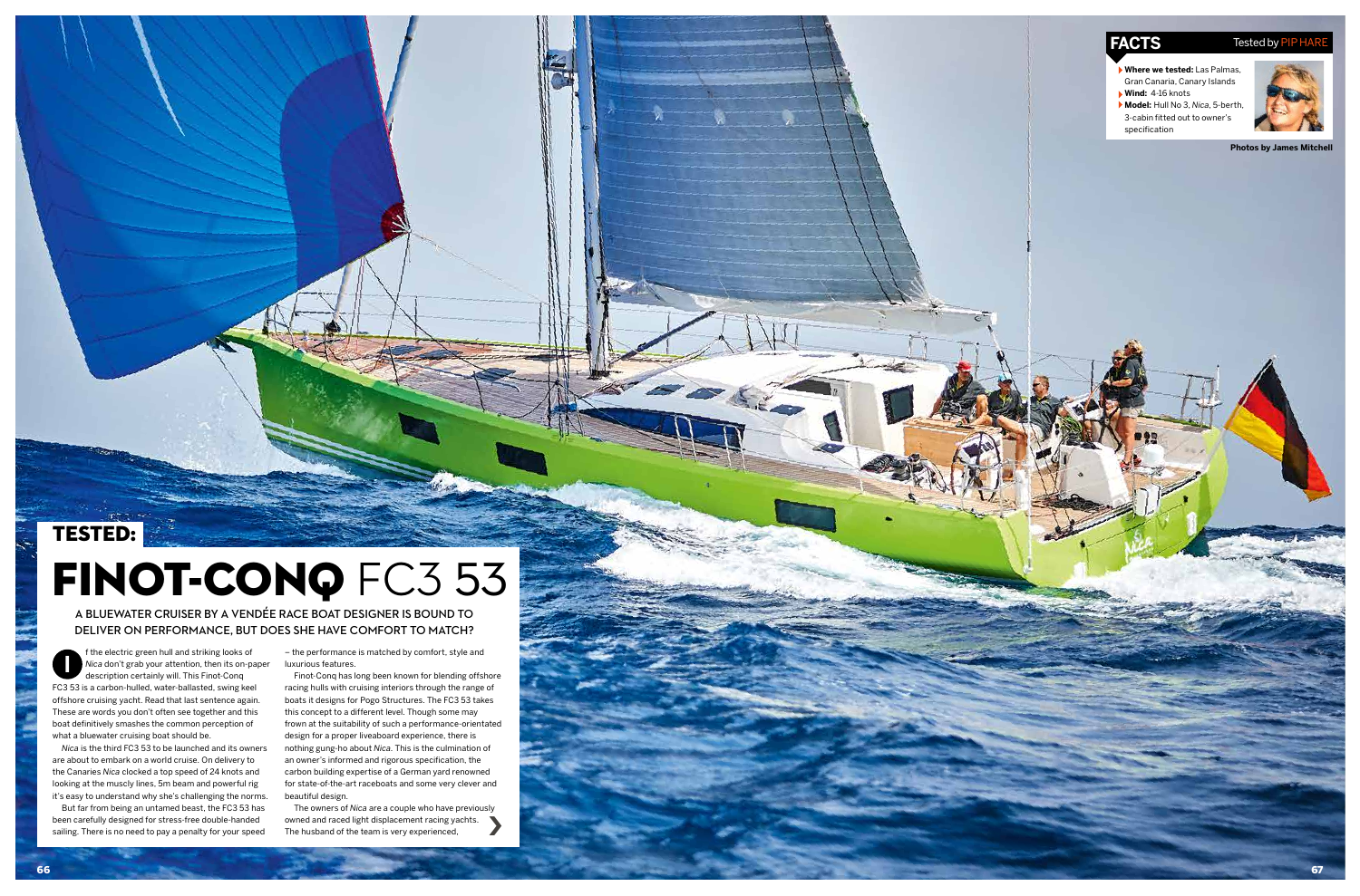## TESTED:

# FINOT-CONQ FC3 53

### A BLUEWATER CRUISER BY A VENDÉE RACE BOAT DESIGNER IS BOUND TO DELIVER ON PERFORMANCE, BUT DOES SHE HAVE COMFORT TO MATCH?

**FACTS** Tested by PIP HARE

- **Where we tested:** Las Palmas, Gran Canaria, Canary Islands
- **Wind:** 4-16 knots
- **Model:** Hull No 3, *Nica*, 5-berth, 3-cabin fitted out to owner's specification

**Photos by James Mitchell**

If the electric green hull and striking looks of *Nica* don't grab your attention, then its on-paper description certainly will. This Finot-Conq FC3 53 is a carbon-hulled, water-ballasted, swing keel offshore cruising yacht. Read that last sentence again. These are words you don't often see together and this boat definitively smashes the common perception of what a bluewater cruising boat should be.

*Nica* is the third FC3 53 to be launched and its owners are about to embark on a world cruise. On delivery to the Canaries *Nica* clocked a top speed of 24 knots and looking at the muscly lines, 5m beam and powerful rig it's easy to understand why she's challenging the norms.

But far from being an untamed beast, the FC3 53 has been carefully designed for stress-free double-handed sailing. There is no need to pay a penalty for your speed – the performance is matched by comfort, style and luxurious features.

Finot-Conq has long been known for blending offshore racing hulls with cruising interiors through the range of boats it designs for Pogo Structures. The FC3 53 takes this concept to a different level. Though some may frown at the suitability of such a performance-orientated design for a proper liveaboard experience, there is nothing gung-ho about *Nica*. This is the culmination of an owner's informed and rigorous specification, the carbon building expertise of a German yard renowned for state-of-the-art raceboats and some very clever and beautiful design.

The owners of *Nica* are a couple who have previously owned and raced light displacement racing yachts. The husband of the team is very experienced,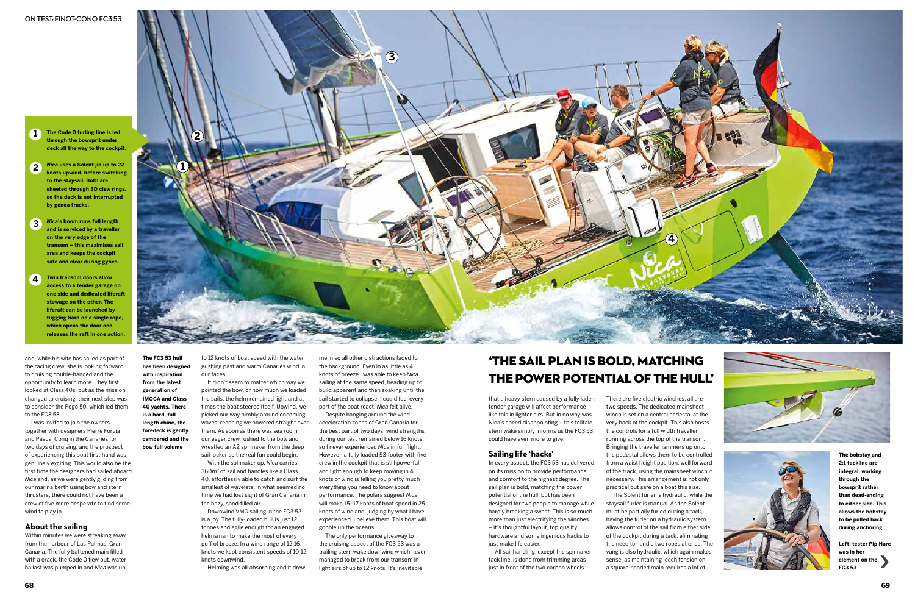1. The Code 0 furling line is led through the bowsprit under deck all the way to the cockpit.
2. *Nica* uses a Solent jib up to 22 knots upwind, before switching to the staysail. Both are sheeted through 3D clew rings, so the deck is not interrupted by genoa tracks.
3. *Nica*'s boom runs full length and is serviced by a traveller on the very edge of the transom – this maximises sail area and keeps the cockpit safe and clear during gybes.
4. Twin transom doors allow access to a tender garage on one side and dedicated liferaft stowage on the other. The liferaft can be launched by tugging hard on a single rope, which opens the door and releases the raft in one action.

and, while his wife has sailed as part of the racing crew, she is looking forward to cruising double-handed and the opportunity to learn more. They first looked at Class 40s, but as the mission changed to cruising, their next step was to consider the Pogo 50, which led them to the FC3 53.

I was invited to join the owners together with designers Pierre Forgia and Pascal Conq in the Canaries for two days of cruising, and the prospect of experiencing this boat first-hand was genuinely exciting. This would also be the first time the designers had sailed aboard *Nica* and, as we were gently gliding from our marina berth using bow and stern thrusters, there could not have been a crew of five more desperate to find some wind to play in.

## About the sailing

Within minutes we were streaking away from the harbour of Las Palmas, Gran Canaria. The fully battened main filled with a crack, the Code 0 flew out, water ballast was pumped in and *Nica* was up to 12 knots of boat speed with the water gushing past and warm Canaries wind in our faces.

**The FC3 53 hull has been designed with inspiration from the latest generation of IMOCA and Class 40 yachts. There is a hard, full length chine, the foredeck is gently cambered and the bow full volume**

It didn't seem to matter which way we pointed the bow, or how much we loaded the sails, the helm remained light and at times the boat steered itself. Upwind, we picked our way nimbly around oncoming waves; reaching we powered straight over them. As soon as there was sea room our eager crew rushed to the bow and wrestled an A2 spinnaker from the deep sail locker so the real fun could begin.

With the spinnaker up, *Nica* carries 360m² of sail and handles like a Class 40, effortlessly able to catch and surf the smallest of wavelets. In what seemed no time we had lost sight of Gran Canaria in the hazy, sand-filled air.

Downwind VMG sailing in the FC3 53 is a joy. The fully-loaded hull is just 12 tonnes and agile enough for an engaged helmsman to make the most of every puff of breeze. In a wind range of 12-16 knots we kept consistent speeds of 10-12 knots downwind.

Helming was all-absorbing and it drew me in so all other distractions faded to the background. Even in as little as 4 knots of breeze I was able to keep *Nica* sailing at the same speed, heading up to build apparent and then soaking until the sail started to collapse. I could feel every part of the boat react. *Nica* felt alive.

Despite hanging around the wind acceleration zones of Gran Canaria for the best part of two days, wind strengths during our test remained below 16 knots, so I never experienced *Nica* in full flight. However, a fully loaded 53-footer with five crew in the cockpit that is still powerful and light enough to keep moving in 4 knots of wind is telling you pretty much everything you need to know about performance. The polars suggest *Nica* will make 15–17 knots of boat speed in 25 knots of wind and, judging by what I have experienced, I believe them. This boat will gobble up the oceans.

The only performance giveaway to the cruising aspect of the FC3 53 was a trailing stern wake downwind which never managed to break from our transom in light airs of up to 12 knots. It's inevitable that a heavy stern caused by a fully laden tender garage will affect performance like this in lighter airs. But in no way was Nica's speed disappointing – this telltale stern wake simply informs us the FC3 53 could have even more to give.

# 'THE SAIL PLAN IS BOLD, MATCHING THE POWER POTENTIAL OF THE HULL'

## Sailing life 'hacks'

In every aspect, the FC3 53 has delivered on its mission to provide performance and comfort to the highest degree. The sail plan is bold, matching the power potential of the hull, but has been designed for two people to manage while hardly breaking a sweat. This is so much more than just electrifying the winches – it's thoughtful layout, top quality hardware and some ingenious hacks to just make life easier.

All sail handling, except the spinnaker tack line, is done from trimming areas just in front of the two carbon wheels. There are five electric winches, all are two speeds. The dedicated mainsheet winch is set on a central pedestal at the very back of the cockpit. This also hosts the controls for a full width traveller running across the top of the transom. Bringing the traveller jammers up onto the pedestal allows them to be controlled from a waist height position, well forward of the track, using the mainsheet winch if necessary. This arrangement is not only practical but safe on a boat this size.

The Solent furler is hydraulic, while the staysail furler is manual. As the Solent must be partially furled during a tack, having the furler on a hydraulic system allows control of the sail from either side of the cockpit during a tack, eliminating the need to handle two ropes at once. The vang is also hydraulic, which again makes sense, as maintaining leech tension on a square-headed main requires a lot of

**The bobstay and 2:1 tackline are integral, working through the bowsprit rather than dead-ending to either side. This allows the bobstay to be pulled back during anchoring**

**Left: tester Pip Hare was in her element on the FC3 53**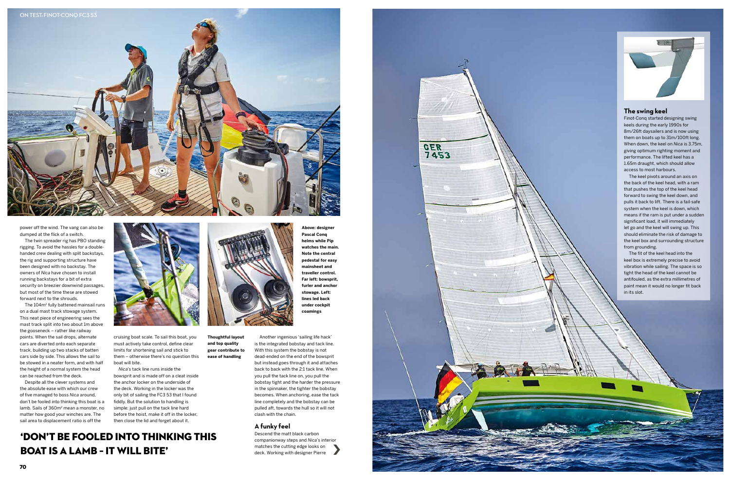power off the wind. The vang can also be dumped at the flick of a switch.

The twin spreader rig has PBO standing rigging. To avoid the hassles for a double-handed crew dealing with split backstays, the rig and supporting structure have been designed with no backstay. The owners of *Nica* have chosen to install running backstays for a bit of extra security on breezier downwind passages, but most of the time these are stowed forward next to the shrouds.

The 104m² fully battened mainsail runs on a dual mast track stowage system. This neat piece of engineering sees the mast track split into two about 1m above the gooseneck – rather like railway points. When the sail drops, alternate cars are diverted onto each separate track, building up two stacks of batten cars side by side. This allows the sail to be stowed in a neater form, and with half the height of a normal system the head can be reached from the deck.

Despite all the clever systems and the absolute ease with which our crew of five managed to boss *Nica* around, don't be fooled into thinking this boat is a lamb. Sails of 360m² mean a monster, no matter how good your winches are. The sail area to displacement ratio is off the cruising boat scale. To sail this boat, you must actively take control, define clear limits for shortening sail and stick to them – otherwise there's no question this boat will bite.

*Nica*'s tack line runs inside the bowsprit and is made off on a cleat inside the anchor locker on the underside of the deck. Working in the locker was the only bit of sailing the FC3 53 that I found fiddly. But the solution to handling is simple: just pull on the tack line hard before the hoist, make it off in the locker, then close the lid and forget about it.

**Thoughtful layout and top quality gear contribute to ease of handling**

Another ingenious 'sailing life hack' is the integrated bobstay and tack line. With this system the bobstay is not dead-ended on the end of the bowsprit but instead goes through it and attaches back to back with the 2:1 tack line. When you pull the tack line on, you pull the bobstay tight and the harder the pressure in the spinnaker, the tighter the bobstay becomes. When anchoring, ease the tack line completely and the bobstay can be pulled aft, towards the hull so it will not clash with the chain.

**Above: designer Pascal Conq helms while Pip watches the main. Note the central pedestal for easy mainsheet and traveller control. Far left: bowsprit, furler and anchor stowage. Left: lines led back under cockpit coamings**

## 'DON'T BE FOOLED INTO THINKING THIS BOAT IS A LAMB – IT WILL BITE'

### A funky feel

Descend the matt black carbon companionway steps and *Nica*'s interior matches the cutting edge looks on deck. Working with designer Pierre

### The swing keel

Finot-Conq started designing swing keels during the early 1990s for 8m/26ft daysailers and is now using them on boats up to 31m/100ft long. When down, the keel on *Nica* is 3.75m, giving optimum righting moment and performance. The lifted keel has a 1.65m draught, which should allow access to most harbours.

The keel pivots around an axis on the back of the keel head, with a ram that pushes the top of the keel head forward to swing the keel down, and pulls it back to lift. There is a fail-safe system when the keel is down, which means if the ram is put under a sudden significant load, it will immediately let go and the keel will swing up. This should eliminate the risk of damage to the keel box and surrounding structure from grounding.

The fit of the keel head into the keel box is extremely precise to avoid vibration while sailing. The space is so tight the head of the keel cannot be antifouled, as the extra millimetres of paint mean it would no longer fit back in its slot.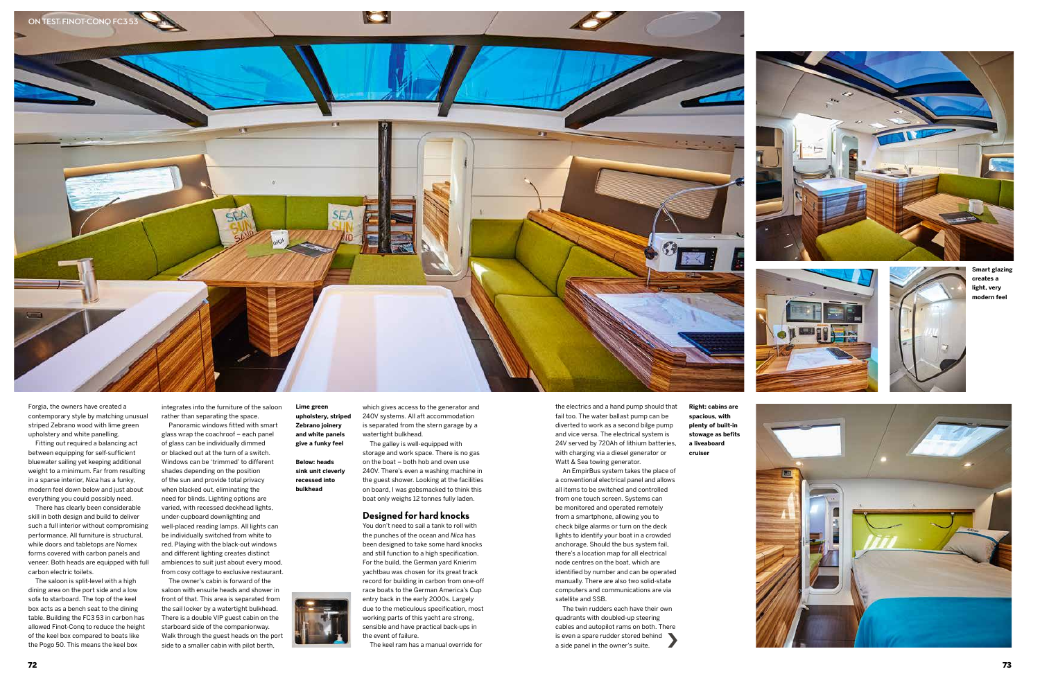Forgia, the owners have created a contemporary style by matching unusual striped Zebrano wood with lime green upholstery and white panelling.

Fitting out required a balancing act between equipping for self-sufficient bluewater sailing yet keeping additional weight to a minimum. Far from resulting in a sparse interior, *Nica* has a funky, modern feel down below and just about everything you could possibly need.

There has clearly been considerable skill in both design and build to deliver such a full interior without compromising performance. All furniture is structural, while doors and tabletops are Nomex forms covered with carbon panels and veneer. Both heads are equipped with full carbon electric toilets.

The saloon is split-level with a high dining area on the port side and a low sofa to starboard. The top of the keel box acts as a bench seat to the dining table. Building the FC3 53 in carbon has allowed Finot-Conq to reduce the height of the keel box compared to boats like the Pogo 50. This means the keel box integrates into the furniture of the saloon rather than separating the space.

Panoramic windows fitted with smart glass wrap the coachroof – each panel of glass can be individually dimmed or blacked out at the turn of a switch. Windows can be 'trimmed' to different shades depending on the position of the sun and provide total privacy when blacked out, eliminating the need for blinds. Lighting options are varied, with recessed deckhead lights, under-cupboard downlighting and well-placed reading lamps. All lights can be individually switched from white to red. Playing with the black-out windows and different lighting creates distinct ambiences to suit just about every mood, from cosy cottage to exclusive restaurant.

The owner's cabin is forward of the saloon with ensuite heads and shower in front of that. This area is separated from the sail locker by a watertight bulkhead. There is a double VIP guest cabin on the starboard side of the companionway. Walk through the guest heads on the port side to a smaller cabin with pilot berth, which gives access to the generator and 240V systems. All aft accommodation is separated from the stern garage by a watertight bulkhead.

The galley is well-equipped with storage and work space. There is no gas on the boat – both hob and oven use 240V. There's even a washing machine in the guest shower. Looking at the facilities on board, I was gobsmacked to think this boat only weighs 12 tonnes fully laden.

**Lime green upholstery, striped Zebrano joinery and white panels give a funky feel**

**Below: heads sink unit cleverly recessed into bulkhead**

## Designed for hard knocks

You don't need to sail a tank to roll with the punches of the ocean and *Nica* has been designed to take some hard knocks and still function to a high specification. For the build, the German yard Knierim yachtbau was chosen for its great track record for building in carbon from one-off race boats to the German America's Cup entry back in the early 2000s. Largely due to the meticulous specification, most working parts of this yacht are strong, sensible and have practical back-ups in the event of failure.

The keel ram has a manual override for the electrics and a hand pump should that fail too. The water ballast pump can be diverted to work as a second bilge pump and vice versa. The electrical system is 24V served by 720Ah of lithium batteries, with charging via a diesel generator or Watt & Sea towing generator.

An EmpirBus system takes the place of a conventional electrical panel and allows all items to be switched and controlled from one touch screen. Systems can be monitored and operated remotely from a smartphone, allowing you to check bilge alarms or turn on the deck lights to identify your boat in a crowded anchorage. Should the bus system fail, there's a location map for all electrical node centres on the boat, which are identified by number and can be operated manually. There are also two solid-state computers and communications are via satellite and SSB.

The twin rudders each have their own quadrants with doubled-up steering cables and autopilot rams on both. There is even a spare rudder stored behind a side panel in the owner's suite.

**Smart glazing creates a light, very modern feel**

**Right: cabins are spacious, with plenty of built-in stowage as befits a liveaboard cruiser**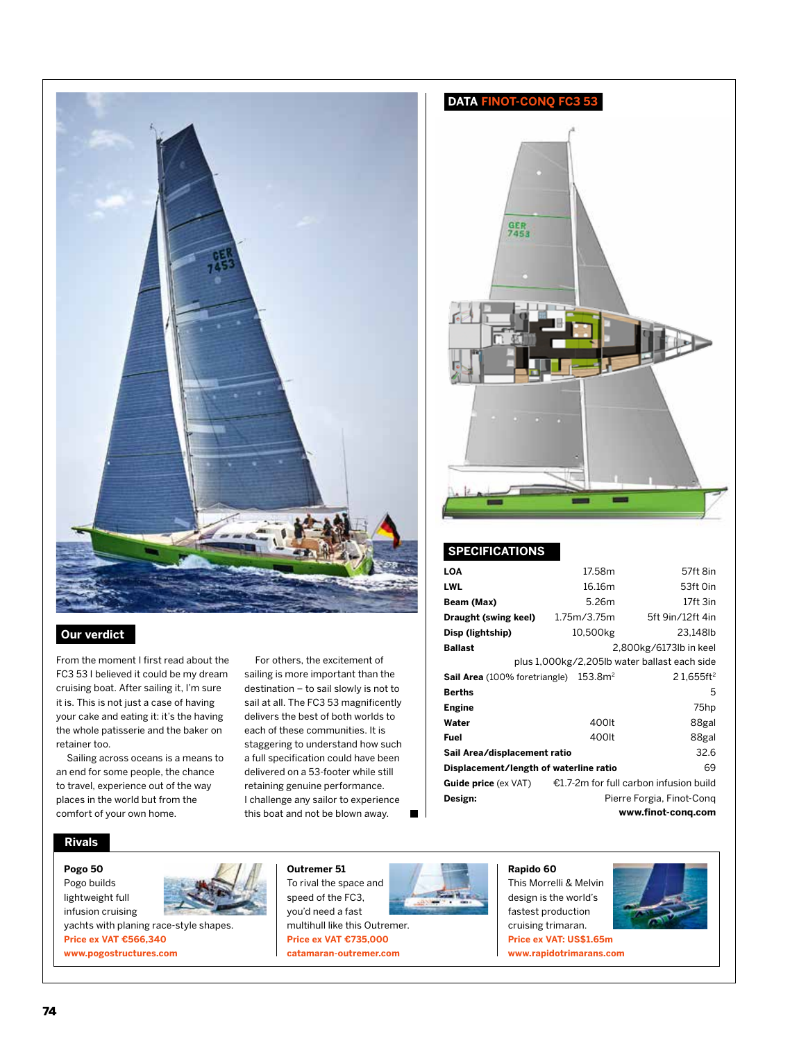## Our verdict

From the moment I first read about the FC3 53 I believed it could be my dream cruising boat. After sailing it, I'm sure it is. This is not just a case of having your cake and eating it: it's the having the whole patisserie and the baker on retainer too.

Sailing across oceans is a means to an end for some people, the chance to travel, experience out of the way places in the world but from the comfort of your own home.

For others, the excitement of sailing is more important than the destination – to sail slowly is not to sail at all. The FC3 53 magnificently delivers the best of both worlds to each of these communities. It is staggering to understand how such a full specification could have been delivered on a 53-footer while still retaining genuine performance. I challenge any sailor to experience this boat and not be blown away. ■

## DATA FINOT-CONQ FC3 53

## SPECIFICATIONS

| | | |
|---|---|---|
| **LOA** | 17.58m | 57ft 8in |
| **LWL** | 16.16m | 53ft 0in |
| **Beam (Max)** | 5.26m | 17ft 3in |
| **Draught (swing keel)** | 1.75m/3.75m | 5ft 9in/12ft 4in |
| **Disp (lightship)** | 10,500kg | 23,148lb |
| **Ballast** | | 2,800kg/6173lb in keel plus 1,000kg/2,205lb water ballast each side |
| **Sail Area** (100% foretriangle) | 153.8m² | 21,655ft² |
| **Berths** | | 5 |
| **Engine** | | 75hp |
| **Water** | 400lt | 88gal |
| **Fuel** | 400lt | 88gal |
| **Sail Area/displacement ratio** | | 32.6 |
| **Displacement/length of waterline ratio** | | 69 |
| **Guide price** (ex VAT) | | €1.7-2m for full carbon infusion build |
| **Design:** | | Pierre Forgia, Finot-Conq |

**www.finot-conq.com**

## Rivals

**Pogo 50**
Pogo builds lightweight full infusion cruising yachts with planing race-style shapes.
**Price ex VAT €566,340**
**www.pogostructures.com**

**Outremer 51**
To rival the space and speed of the FC3, you'd need a fast multihull like this Outremer.
**Price ex VAT €735,000**
**catamaran-outremer.com**

**Rapido 60**
This Morrelli & Melvin design is the world's fastest production cruising trimaran.
**Price ex VAT: US$1.65m**
**www.rapidotrimarans.com**